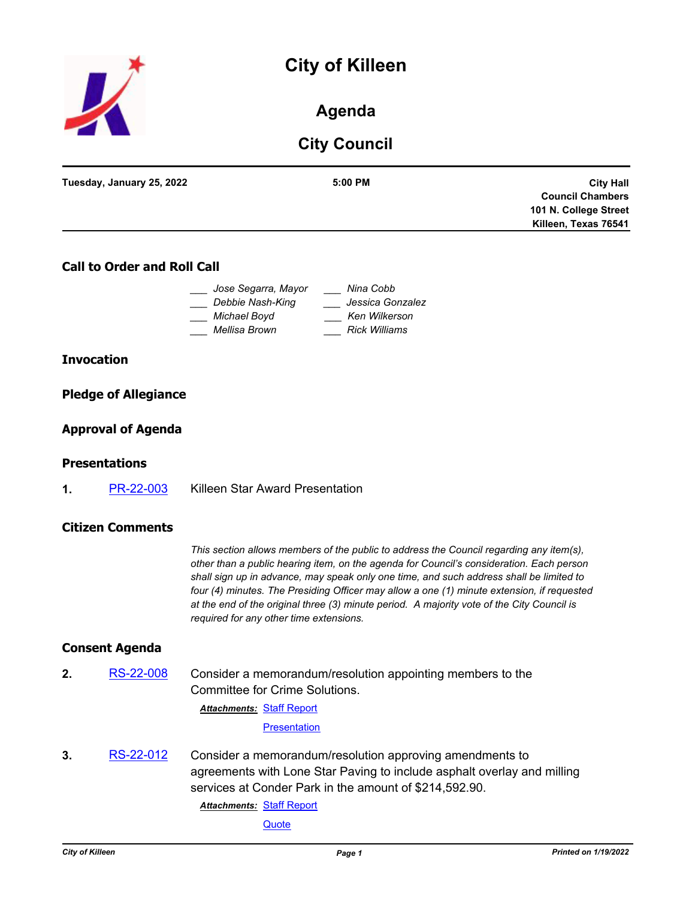# City of Killeen

## Agenda

## City Council

**Tuesday, January 25, 2022** **5:00 PM** **City Hall Council Chambers 101 N. College Street Killeen, Texas 76541**

### Call to Order and Roll Call

___ *Jose Segarra, Mayor*
___ *Debbie Nash-King*
___ *Michael Boyd*
___ *Mellisa Brown*
___ *Nina Cobb*
___ *Jessica Gonzalez*
___ *Ken Wilkerson*
___ *Rick Williams*

### Invocation

### Pledge of Allegiance

### Approval of Agenda

### Presentations

**1.** PR-22-003 Killeen Star Award Presentation

### Citizen Comments

*This section allows members of the public to address the Council regarding any item(s), other than a public hearing item, on the agenda for Council's consideration. Each person shall sign up in advance, may speak only one time, and such address shall be limited to four (4) minutes. The Presiding Officer may allow a one (1) minute extension, if requested at the end of the original three (3) minute period. A majority vote of the City Council is required for any other time extensions.*

### Consent Agenda

**2.** RS-22-008 Consider a memorandum/resolution appointing members to the Committee for Crime Solutions.

***Attachments:*** Staff Report
Presentation

**3.** RS-22-012 Consider a memorandum/resolution approving amendments to agreements with Lone Star Paving to include asphalt overlay and milling services at Conder Park in the amount of $214,592.90.

***Attachments:*** Staff Report
Quote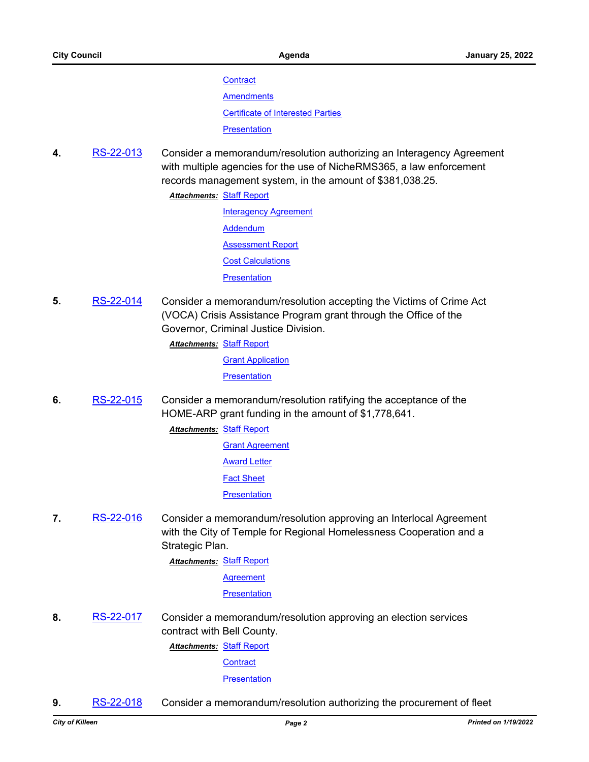Contract

Amendments

Certificate of Interested Parties

Presentation

**4.** RS-22-013 Consider a memorandum/resolution authorizing an Interagency Agreement with multiple agencies for the use of NicheRMS365, a law enforcement records management system, in the amount of $381,038.25.

***Attachments:*** Staff Report

Interagency Agreement

Addendum

Assessment Report

Cost Calculations

Presentation

**5.** RS-22-014 Consider a memorandum/resolution accepting the Victims of Crime Act (VOCA) Crisis Assistance Program grant through the Office of the Governor, Criminal Justice Division.

***Attachments:*** Staff Report

Grant Application

Presentation

**6.** RS-22-015 Consider a memorandum/resolution ratifying the acceptance of the HOME-ARP grant funding in the amount of $1,778,641.

***Attachments:*** Staff Report

Grant Agreement

Award Letter

Fact Sheet

Presentation

**7.** RS-22-016 Consider a memorandum/resolution approving an Interlocal Agreement with the City of Temple for Regional Homelessness Cooperation and a Strategic Plan.

***Attachments:*** Staff Report

Agreement

Presentation

**8.** RS-22-017 Consider a memorandum/resolution approving an election services contract with Bell County.

***Attachments:*** Staff Report

Contract

Presentation

**9.** RS-22-018 Consider a memorandum/resolution authorizing the procurement of fleet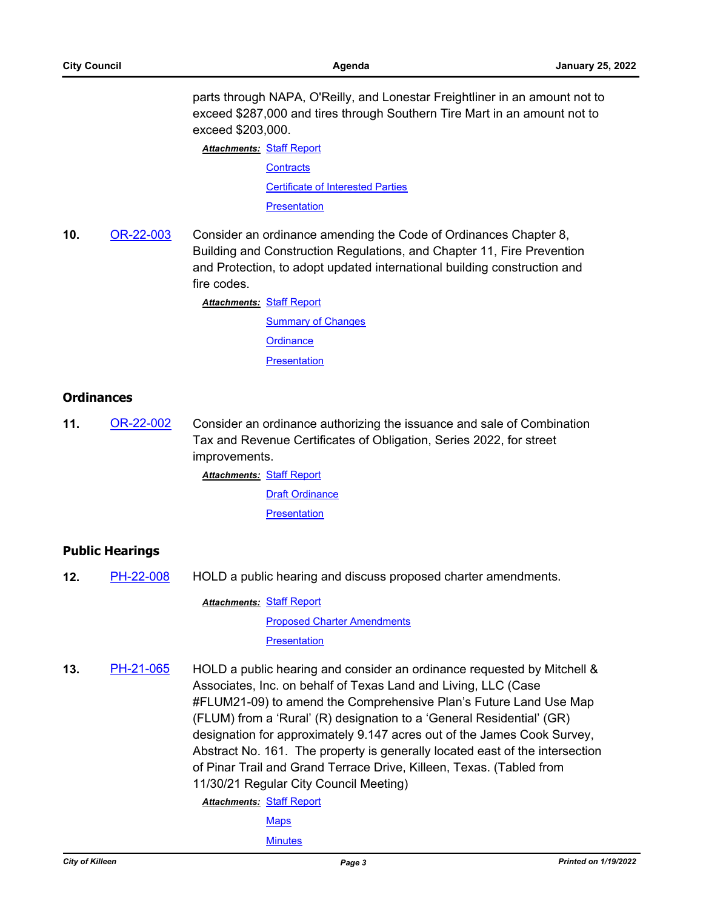parts through NAPA, O'Reilly, and Lonestar Freightliner in an amount not to exceed $287,000 and tires through Southern Tire Mart in an amount not to exceed $203,000.

***Attachments:*** Staff Report
Contracts
Certificate of Interested Parties
Presentation

**10.** OR-22-003 Consider an ordinance amending the Code of Ordinances Chapter 8, Building and Construction Regulations, and Chapter 11, Fire Prevention and Protection, to adopt updated international building construction and fire codes.

***Attachments:*** Staff Report
Summary of Changes
Ordinance
Presentation

## Ordinances

**11.** OR-22-002 Consider an ordinance authorizing the issuance and sale of Combination Tax and Revenue Certificates of Obligation, Series 2022, for street improvements.

***Attachments:*** Staff Report
Draft Ordinance
Presentation

## Public Hearings

**12.** PH-22-008 HOLD a public hearing and discuss proposed charter amendments.

***Attachments:*** Staff Report
Proposed Charter Amendments
Presentation

**13.** PH-21-065 HOLD a public hearing and consider an ordinance requested by Mitchell & Associates, Inc. on behalf of Texas Land and Living, LLC (Case #FLUM21-09) to amend the Comprehensive Plan's Future Land Use Map (FLUM) from a 'Rural' (R) designation to a 'General Residential' (GR) designation for approximately 9.147 acres out of the James Cook Survey, Abstract No. 161. The property is generally located east of the intersection of Pinar Trail and Grand Terrace Drive, Killeen, Texas. (Tabled from 11/30/21 Regular City Council Meeting)

***Attachments:*** Staff Report
Maps
Minutes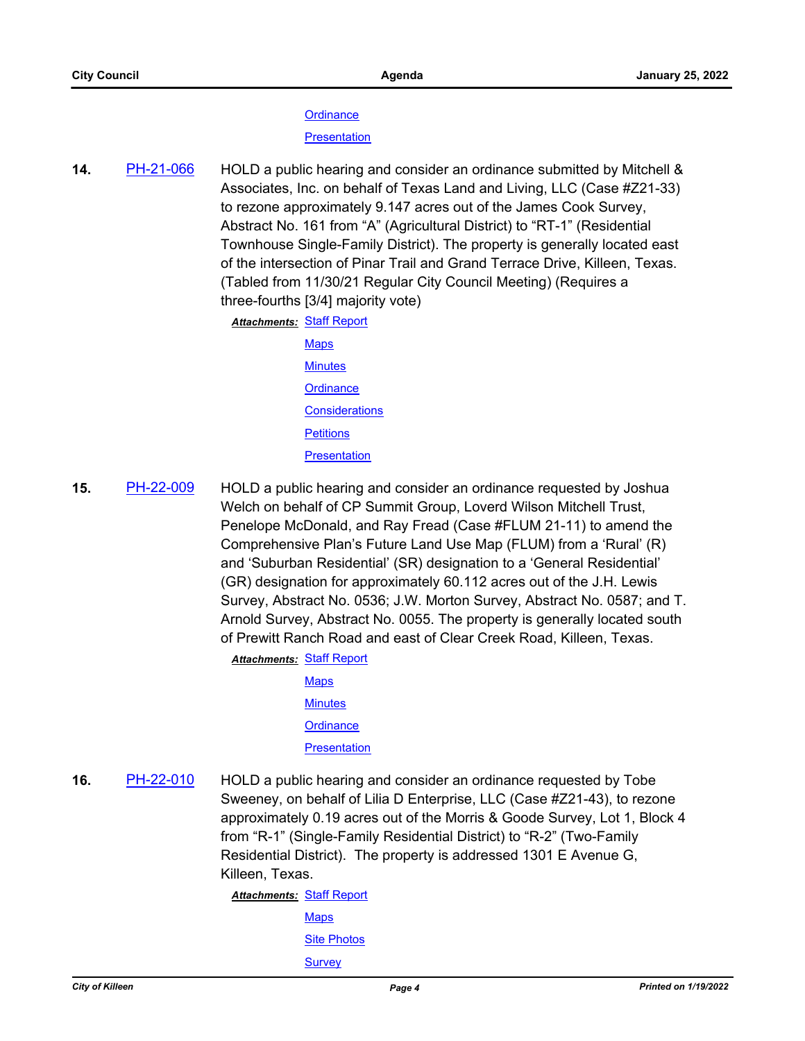Ordinance

Presentation

**14.** PH-21-066 HOLD a public hearing and consider an ordinance submitted by Mitchell & Associates, Inc. on behalf of Texas Land and Living, LLC (Case #Z21-33) to rezone approximately 9.147 acres out of the James Cook Survey, Abstract No. 161 from "A" (Agricultural District) to "RT-1" (Residential Townhouse Single-Family District). The property is generally located east of the intersection of Pinar Trail and Grand Terrace Drive, Killeen, Texas. (Tabled from 11/30/21 Regular City Council Meeting) (Requires a three-fourths [3/4] majority vote)

***Attachments:*** Staff Report

Maps

Minutes

Ordinance

Considerations

Petitions

Presentation

**15.** PH-22-009 HOLD a public hearing and consider an ordinance requested by Joshua Welch on behalf of CP Summit Group, Loverd Wilson Mitchell Trust, Penelope McDonald, and Ray Fread (Case #FLUM 21-11) to amend the Comprehensive Plan's Future Land Use Map (FLUM) from a 'Rural' (R) and 'Suburban Residential' (SR) designation to a 'General Residential' (GR) designation for approximately 60.112 acres out of the J.H. Lewis Survey, Abstract No. 0536; J.W. Morton Survey, Abstract No. 0587; and T. Arnold Survey, Abstract No. 0055. The property is generally located south of Prewitt Ranch Road and east of Clear Creek Road, Killeen, Texas.

***Attachments:*** Staff Report

Maps

Minutes

Ordinance

Presentation

**16.** PH-22-010 HOLD a public hearing and consider an ordinance requested by Tobe Sweeney, on behalf of Lilia D Enterprise, LLC (Case #Z21-43), to rezone approximately 0.19 acres out of the Morris & Goode Survey, Lot 1, Block 4 from "R-1" (Single-Family Residential District) to "R-2" (Two-Family Residential District). The property is addressed 1301 E Avenue G, Killeen, Texas.

***Attachments:*** Staff Report

Maps

Site Photos

Survey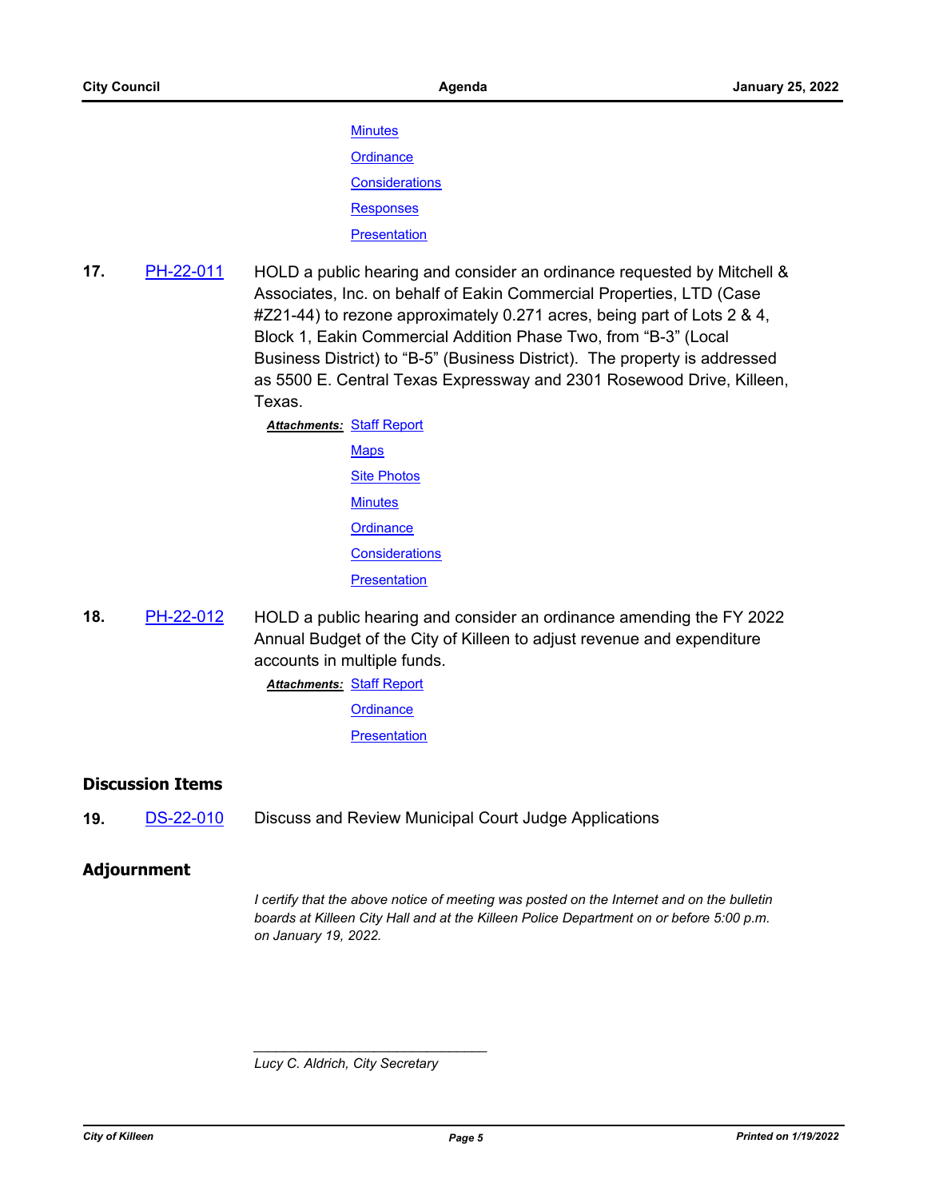Minutes

Ordinance

Considerations

Responses

Presentation

**17.** PH-22-011 HOLD a public hearing and consider an ordinance requested by Mitchell & Associates, Inc. on behalf of Eakin Commercial Properties, LTD (Case #Z21-44) to rezone approximately 0.271 acres, being part of Lots 2 & 4, Block 1, Eakin Commercial Addition Phase Two, from "B-3" (Local Business District) to "B-5" (Business District). The property is addressed as 5500 E. Central Texas Expressway and 2301 Rosewood Drive, Killeen, Texas.

***Attachments:*** Staff Report

Maps

Site Photos

Minutes

Ordinance

Considerations

Presentation

**18.** PH-22-012 HOLD a public hearing and consider an ordinance amending the FY 2022 Annual Budget of the City of Killeen to adjust revenue and expenditure accounts in multiple funds.

***Attachments:*** Staff Report

Ordinance

Presentation

## Discussion Items

**19.** DS-22-010 Discuss and Review Municipal Court Judge Applications

## Adjournment

*I certify that the above notice of meeting was posted on the Internet and on the bulletin boards at Killeen City Hall and at the Killeen Police Department on or before 5:00 p.m. on January 19, 2022.*

\_\_\_\_\_\_\_\_\_\_\_\_\_\_\_\_\_\_\_\_\_\_\_\_\_\_\_\_\_\_

*Lucy C. Aldrich, City Secretary*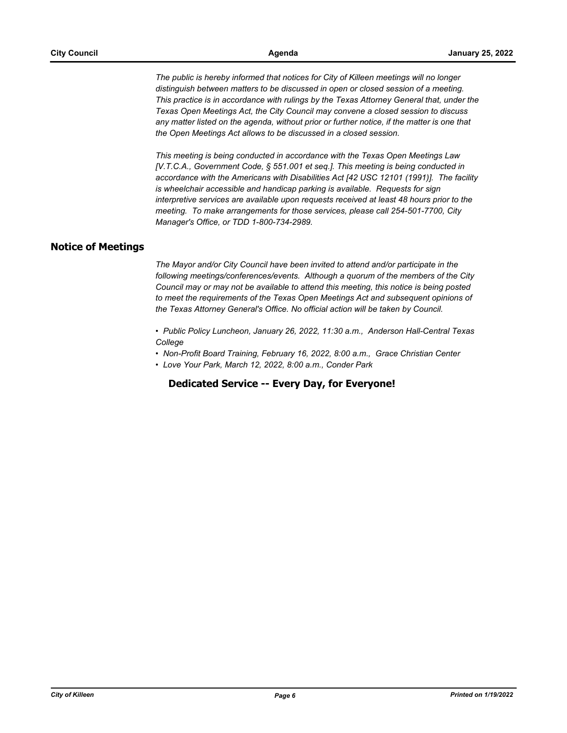*The public is hereby informed that notices for City of Killeen meetings will no longer distinguish between matters to be discussed in open or closed session of a meeting. This practice is in accordance with rulings by the Texas Attorney General that, under the Texas Open Meetings Act, the City Council may convene a closed session to discuss any matter listed on the agenda, without prior or further notice, if the matter is one that the Open Meetings Act allows to be discussed in a closed session.*

*This meeting is being conducted in accordance with the Texas Open Meetings Law [V.T.C.A., Government Code, § 551.001 et seq.]. This meeting is being conducted in accordance with the Americans with Disabilities Act [42 USC 12101 (1991)]. The facility is wheelchair accessible and handicap parking is available. Requests for sign interpretive services are available upon requests received at least 48 hours prior to the meeting. To make arrangements for those services, please call 254-501-7700, City Manager's Office, or TDD 1-800-734-2989.*

## Notice of Meetings

*The Mayor and/or City Council have been invited to attend and/or participate in the following meetings/conferences/events. Although a quorum of the members of the City Council may or may not be available to attend this meeting, this notice is being posted to meet the requirements of the Texas Open Meetings Act and subsequent opinions of the Texas Attorney General's Office. No official action will be taken by Council.*

- *Public Policy Luncheon, January 26, 2022, 11:30 a.m., Anderson Hall-Central Texas College*
- *Non-Profit Board Training, February 16, 2022, 8:00 a.m., Grace Christian Center*
- *Love Your Park, March 12, 2022, 8:00 a.m., Conder Park*

**Dedicated Service -- Every Day, for Everyone!**